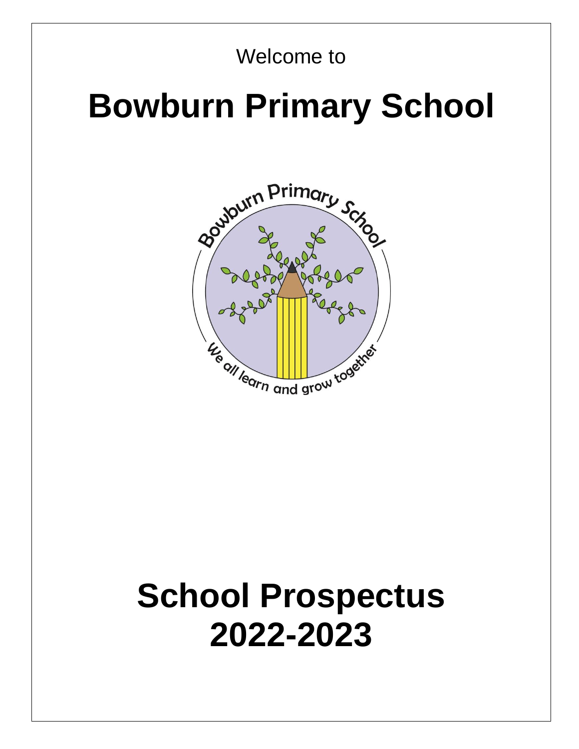Welcome to

# Bowburn Primary School

# School Prospectus 2022-2023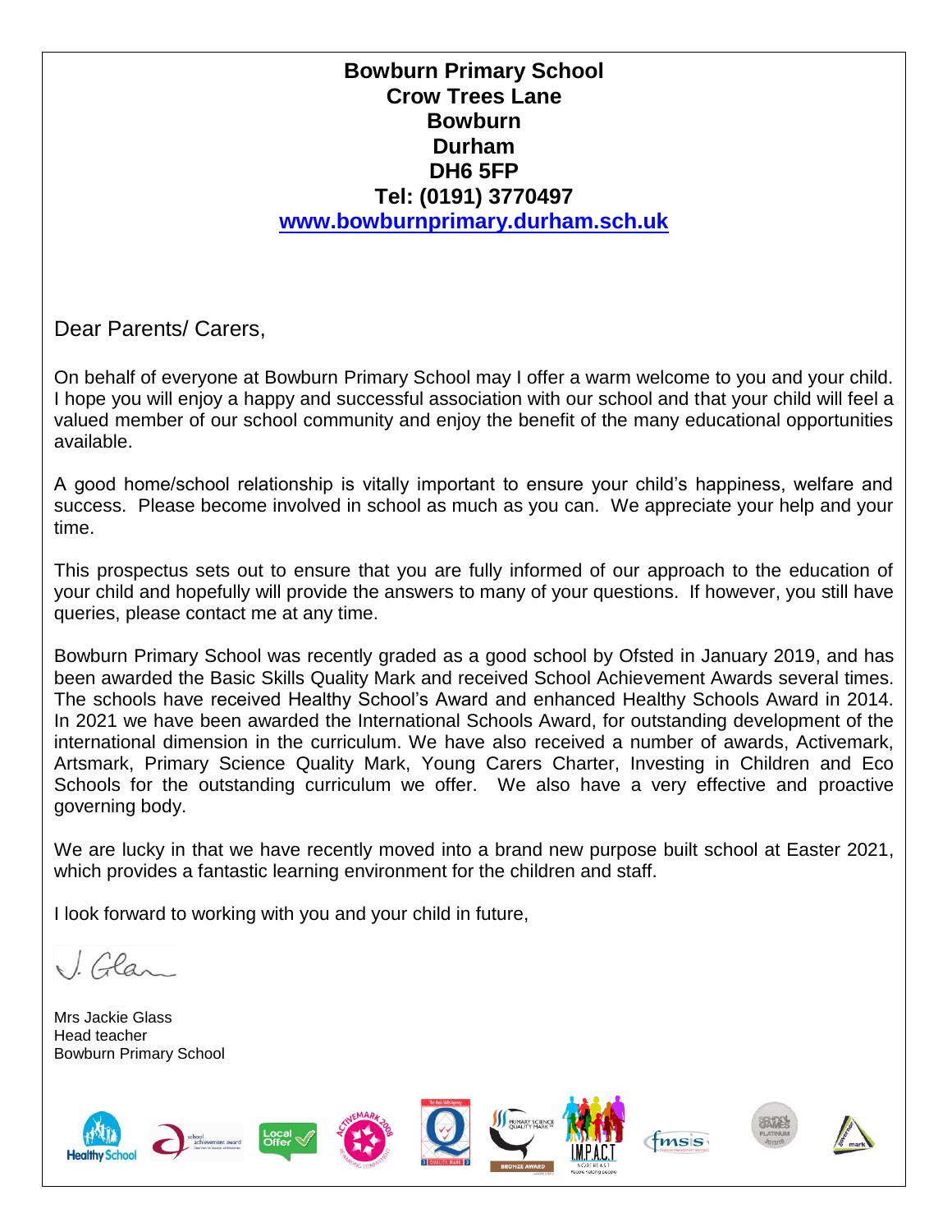**Bowburn Primary School**
**Crow Trees Lane**
**Bowburn**
**Durham**
**DH6 5FP**
**Tel: (0191) 3770497**
**[www.bowburnprimary.durham.sch.uk](http://www.bowburnprimary.durham.sch.uk)**

Dear Parents/ Carers,

On behalf of everyone at Bowburn Primary School may I offer a warm welcome to you and your child. I hope you will enjoy a happy and successful association with our school and that your child will feel a valued member of our school community and enjoy the benefit of the many educational opportunities available.

A good home/school relationship is vitally important to ensure your child's happiness, welfare and success. Please become involved in school as much as you can. We appreciate your help and your time.

This prospectus sets out to ensure that you are fully informed of our approach to the education of your child and hopefully will provide the answers to many of your questions. If however, you still have queries, please contact me at any time.

Bowburn Primary School was recently graded as a good school by Ofsted in January 2019, and has been awarded the Basic Skills Quality Mark and received School Achievement Awards several times. The schools have received Healthy School's Award and enhanced Healthy Schools Award in 2014. In 2021 we have been awarded the International Schools Award, for outstanding development of the international dimension in the curriculum. We have also received a number of awards, Activemark, Artsmark, Primary Science Quality Mark, Young Carers Charter, Investing in Children and Eco Schools for the outstanding curriculum we offer. We also have a very effective and proactive governing body.

We are lucky in that we have recently moved into a brand new purpose built school at Easter 2021, which provides a fantastic learning environment for the children and staff.

I look forward to working with you and your child in future,

J. Glass

Mrs Jackie Glass
Head teacher
Bowburn Primary School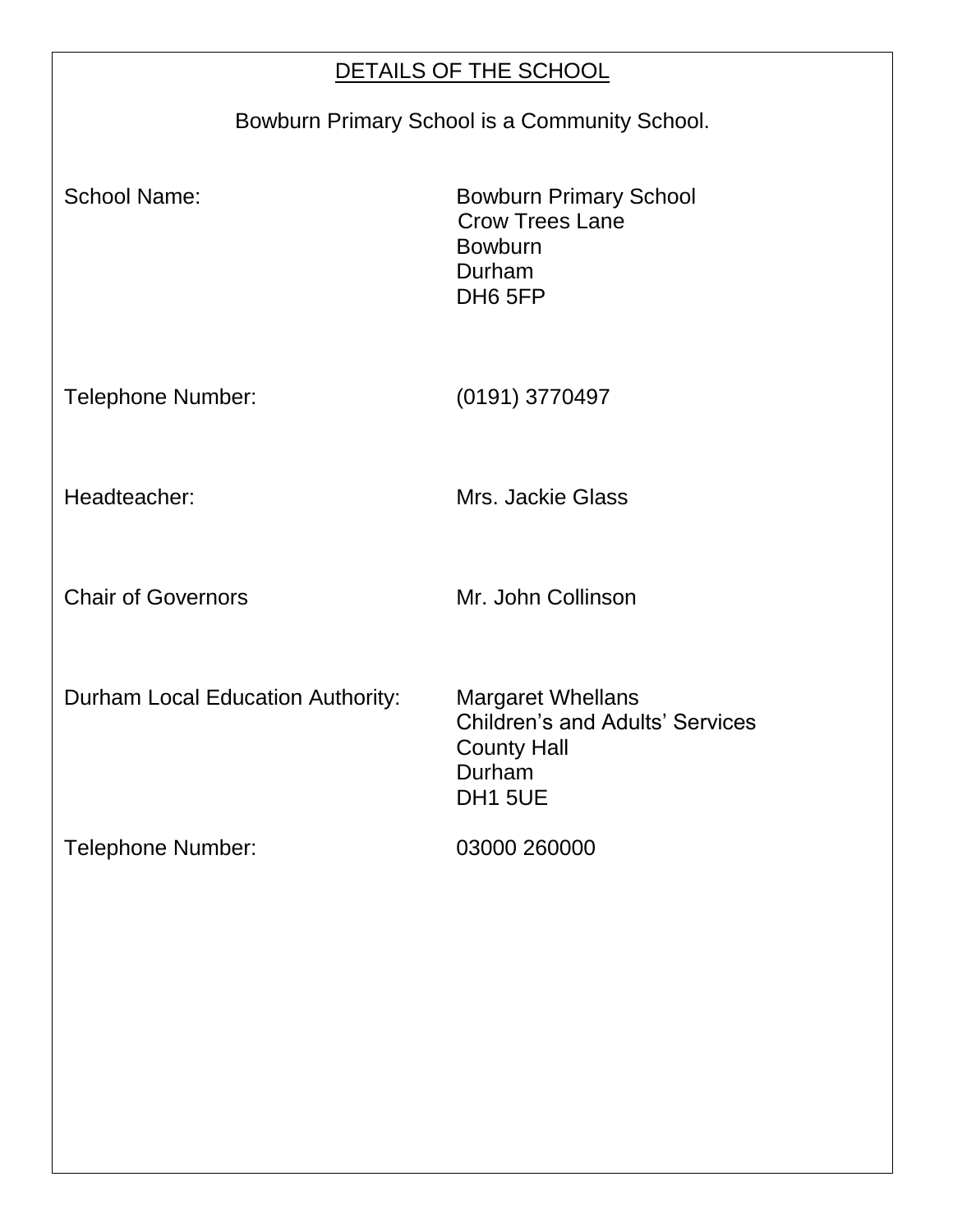## DETAILS OF THE SCHOOL

Bowburn Primary School is a Community School.

| | |
|---|---|
| School Name: | Bowburn Primary School<br>Crow Trees Lane<br>Bowburn<br>Durham<br>DH6 5FP |
| Telephone Number: | (0191) 3770497 |
| Headteacher: | Mrs. Jackie Glass |
| Chair of Governors | Mr. John Collinson |
| Durham Local Education Authority: | Margaret Whellans<br>Children's and Adults' Services<br>County Hall<br>Durham<br>DH1 5UE |
| Telephone Number: | 03000 260000 |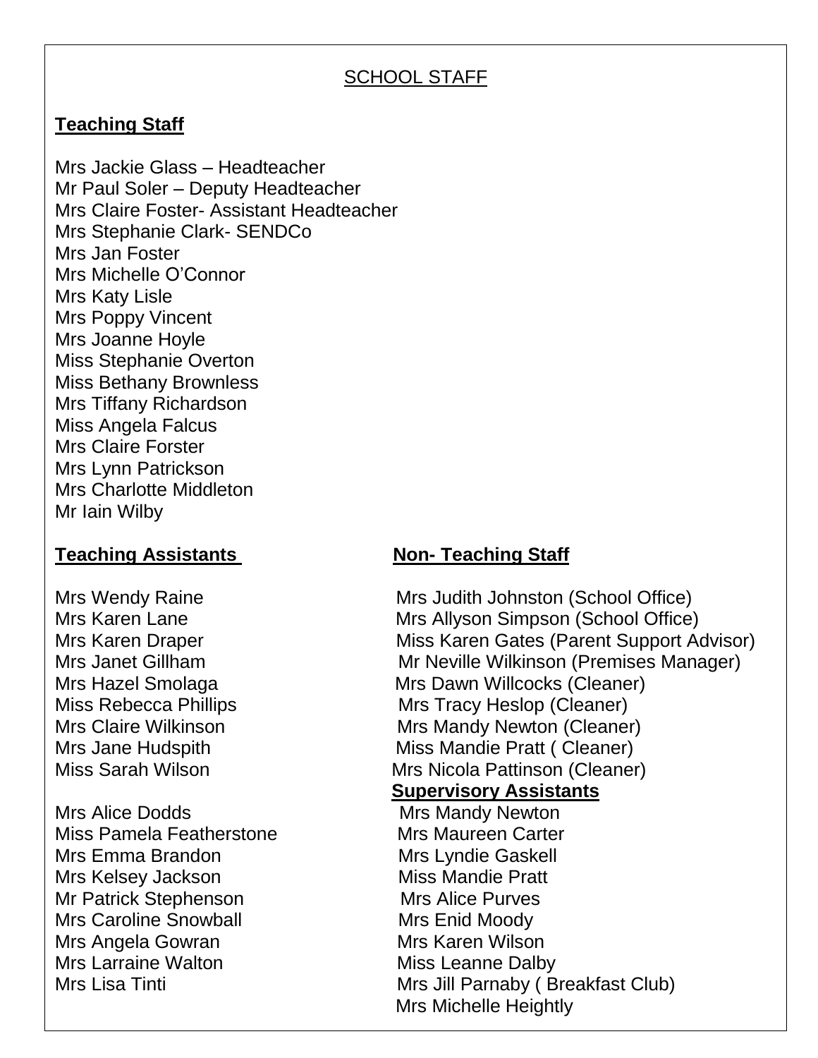## SCHOOL STAFF

### Teaching Staff

Mrs Jackie Glass – Headteacher
Mr Paul Soler – Deputy Headteacher
Mrs Claire Foster- Assistant Headteacher
Mrs Stephanie Clark- SENDCo
Mrs Jan Foster
Mrs Michelle O'Connor
Mrs Katy Lisle
Mrs Poppy Vincent
Mrs Joanne Hoyle
Miss Stephanie Overton
Miss Bethany Brownless
Mrs Tiffany Richardson
Miss Angela Falcus
Mrs Claire Forster
Mrs Lynn Patrickson
Mrs Charlotte Middleton
Mr Iain Wilby

### Teaching Assistants

Mrs Wendy Raine
Mrs Karen Lane
Mrs Karen Draper
Mrs Janet Gillham
Mrs Hazel Smolaga
Miss Rebecca Phillips
Mrs Claire Wilkinson
Mrs Jane Hudspith
Miss Sarah Wilson

Mrs Alice Dodds
Miss Pamela Featherstone
Mrs Emma Brandon
Mrs Kelsey Jackson
Mr Patrick Stephenson
Mrs Caroline Snowball
Mrs Angela Gowran
Mrs Larraine Walton
Mrs Lisa Tinti

### Non- Teaching Staff

Mrs Judith Johnston (School Office)
Mrs Allyson Simpson (School Office)
Miss Karen Gates (Parent Support Advisor)
Mr Neville Wilkinson (Premises Manager)
Mrs Dawn Willcocks (Cleaner)
Mrs Tracy Heslop (Cleaner)
Mrs Mandy Newton (Cleaner)
Miss Mandie Pratt ( Cleaner)
Mrs Nicola Pattinson (Cleaner)

### Supervisory Assistants

Mrs Mandy Newton
Mrs Maureen Carter
Mrs Lyndie Gaskell
Miss Mandie Pratt
Mrs Alice Purves
Mrs Enid Moody
Mrs Karen Wilson
Miss Leanne Dalby
Mrs Jill Parnaby ( Breakfast Club)
Mrs Michelle Heightly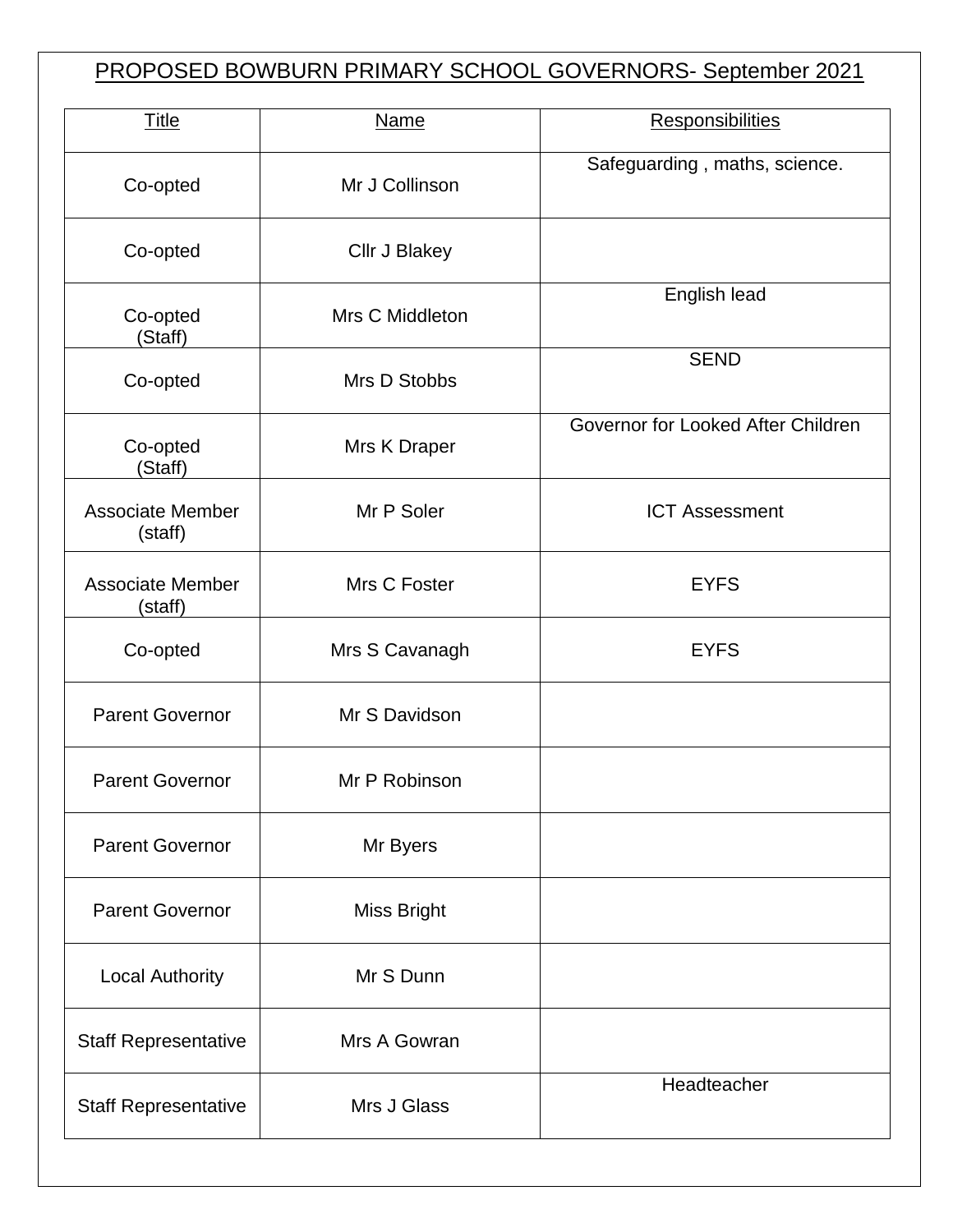# PROPOSED BOWBURN PRIMARY SCHOOL GOVERNORS- September 2021

| Title | Name | Responsibilities |
|---|---|---|
| Co-opted | Mr J Collinson | Safeguarding , maths, science. |
| Co-opted | Cllr J Blakey | |
| Co-opted (Staff) | Mrs C Middleton | English lead |
| Co-opted | Mrs D Stobbs | SEND |
| Co-opted (Staff) | Mrs K Draper | Governor for Looked After Children |
| Associate Member (staff) | Mr P Soler | ICT Assessment |
| Associate Member (staff) | Mrs C Foster | EYFS |
| Co-opted | Mrs S Cavanagh | EYFS |
| Parent Governor | Mr S Davidson | |
| Parent Governor | Mr P Robinson | |
| Parent Governor | Mr Byers | |
| Parent Governor | Miss Bright | |
| Local Authority | Mr S Dunn | |
| Staff Representative | Mrs A Gowran | |
| Staff Representative | Mrs J Glass | Headteacher |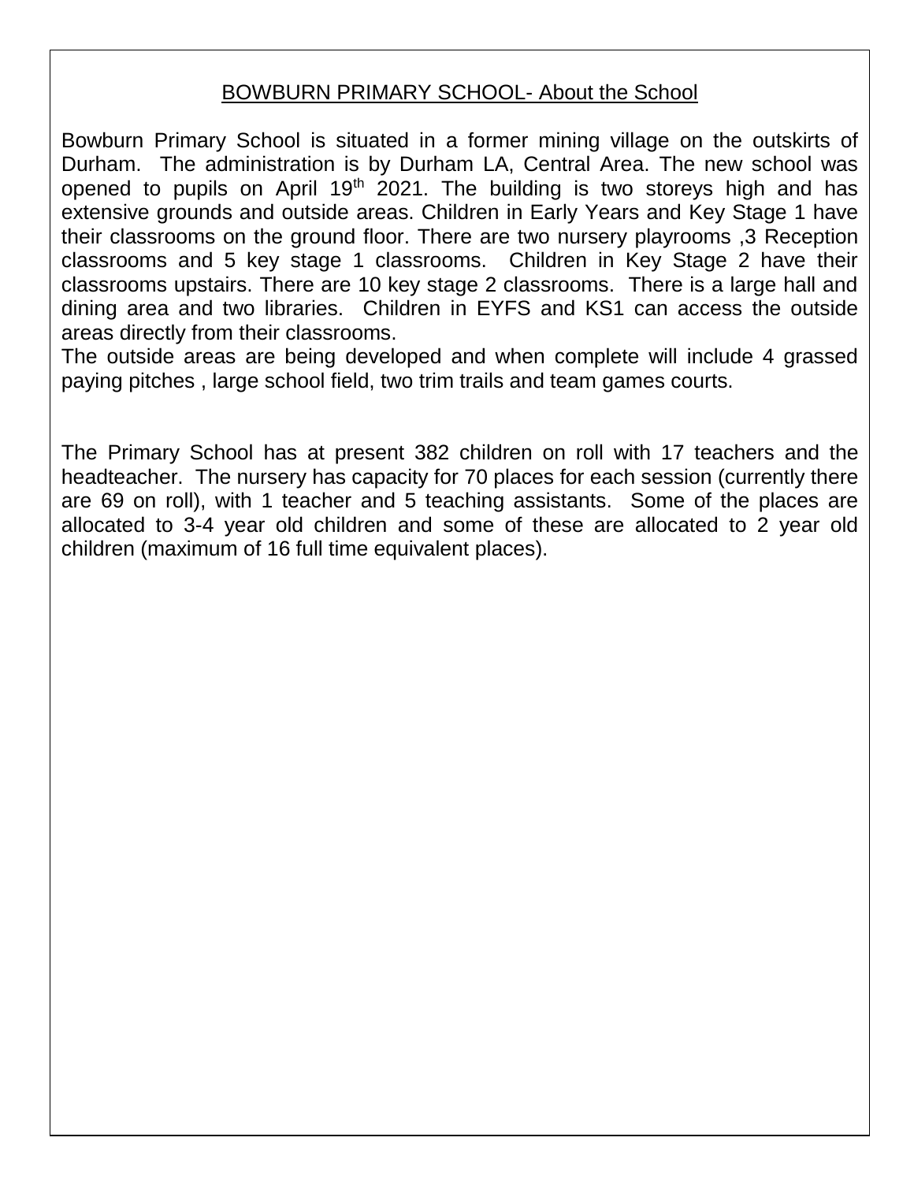## BOWBURN PRIMARY SCHOOL- About the School

Bowburn Primary School is situated in a former mining village on the outskirts of Durham. The administration is by Durham LA, Central Area. The new school was opened to pupils on April 19th 2021. The building is two storeys high and has extensive grounds and outside areas. Children in Early Years and Key Stage 1 have their classrooms on the ground floor. There are two nursery playrooms ,3 Reception classrooms and 5 key stage 1 classrooms. Children in Key Stage 2 have their classrooms upstairs. There are 10 key stage 2 classrooms. There is a large hall and dining area and two libraries. Children in EYFS and KS1 can access the outside areas directly from their classrooms.
The outside areas are being developed and when complete will include 4 grassed paying pitches , large school field, two trim trails and team games courts.

The Primary School has at present 382 children on roll with 17 teachers and the headteacher. The nursery has capacity for 70 places for each session (currently there are 69 on roll), with 1 teacher and 5 teaching assistants. Some of the places are allocated to 3-4 year old children and some of these are allocated to 2 year old children (maximum of 16 full time equivalent places).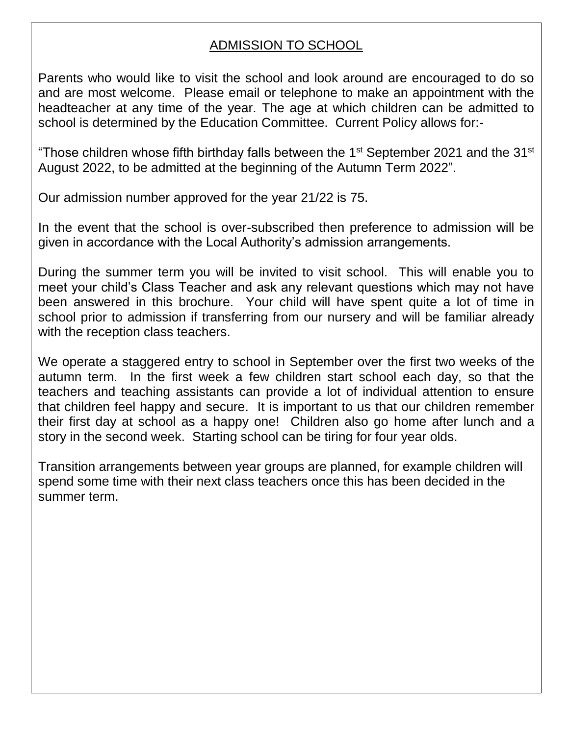## ADMISSION TO SCHOOL

Parents who would like to visit the school and look around are encouraged to do so and are most welcome. Please email or telephone to make an appointment with the headteacher at any time of the year. The age at which children can be admitted to school is determined by the Education Committee. Current Policy allows for:-

"Those children whose fifth birthday falls between the 1st September 2021 and the 31st August 2022, to be admitted at the beginning of the Autumn Term 2022".

Our admission number approved for the year 21/22 is 75.

In the event that the school is over-subscribed then preference to admission will be given in accordance with the Local Authority's admission arrangements.

During the summer term you will be invited to visit school. This will enable you to meet your child's Class Teacher and ask any relevant questions which may not have been answered in this brochure. Your child will have spent quite a lot of time in school prior to admission if transferring from our nursery and will be familiar already with the reception class teachers.

We operate a staggered entry to school in September over the first two weeks of the autumn term. In the first week a few children start school each day, so that the teachers and teaching assistants can provide a lot of individual attention to ensure that children feel happy and secure. It is important to us that our children remember their first day at school as a happy one! Children also go home after lunch and a story in the second week. Starting school can be tiring for four year olds.

Transition arrangements between year groups are planned, for example children will spend some time with their next class teachers once this has been decided in the summer term.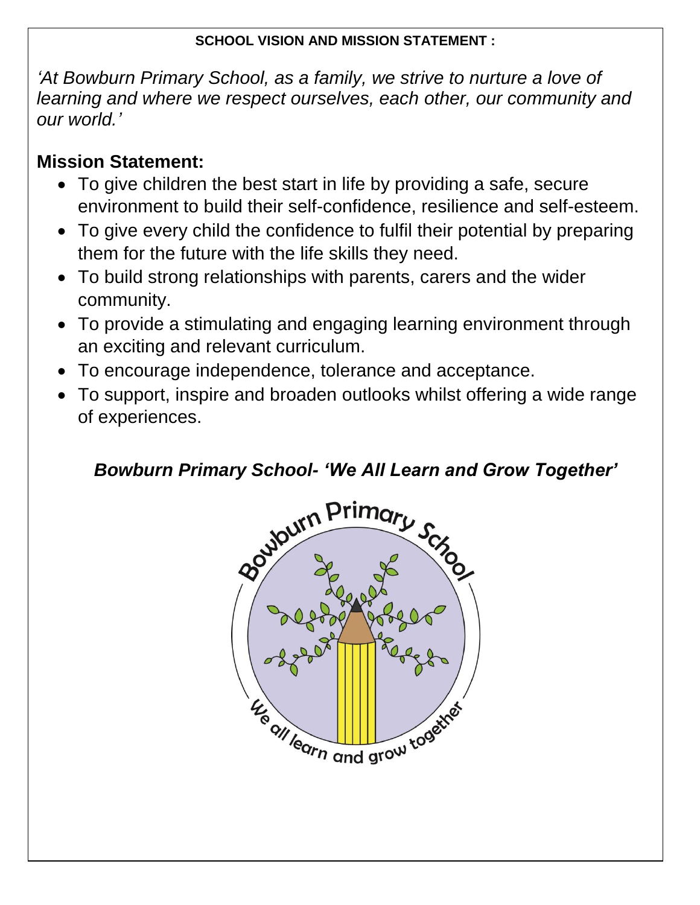**SCHOOL VISION AND MISSION STATEMENT :**

*'At Bowburn Primary School, as a family, we strive to nurture a love of learning and where we respect ourselves, each other, our community and our world.'*

## Mission Statement:

- To give children the best start in life by providing a safe, secure environment to build their self-confidence, resilience and self-esteem.
- To give every child the confidence to fulfil their potential by preparing them for the future with the life skills they need.
- To build strong relationships with parents, carers and the wider community.
- To provide a stimulating and engaging learning environment through an exciting and relevant curriculum.
- To encourage independence, tolerance and acceptance.
- To support, inspire and broaden outlooks whilst offering a wide range of experiences.

***Bowburn Primary School- 'We All Learn and Grow Together'***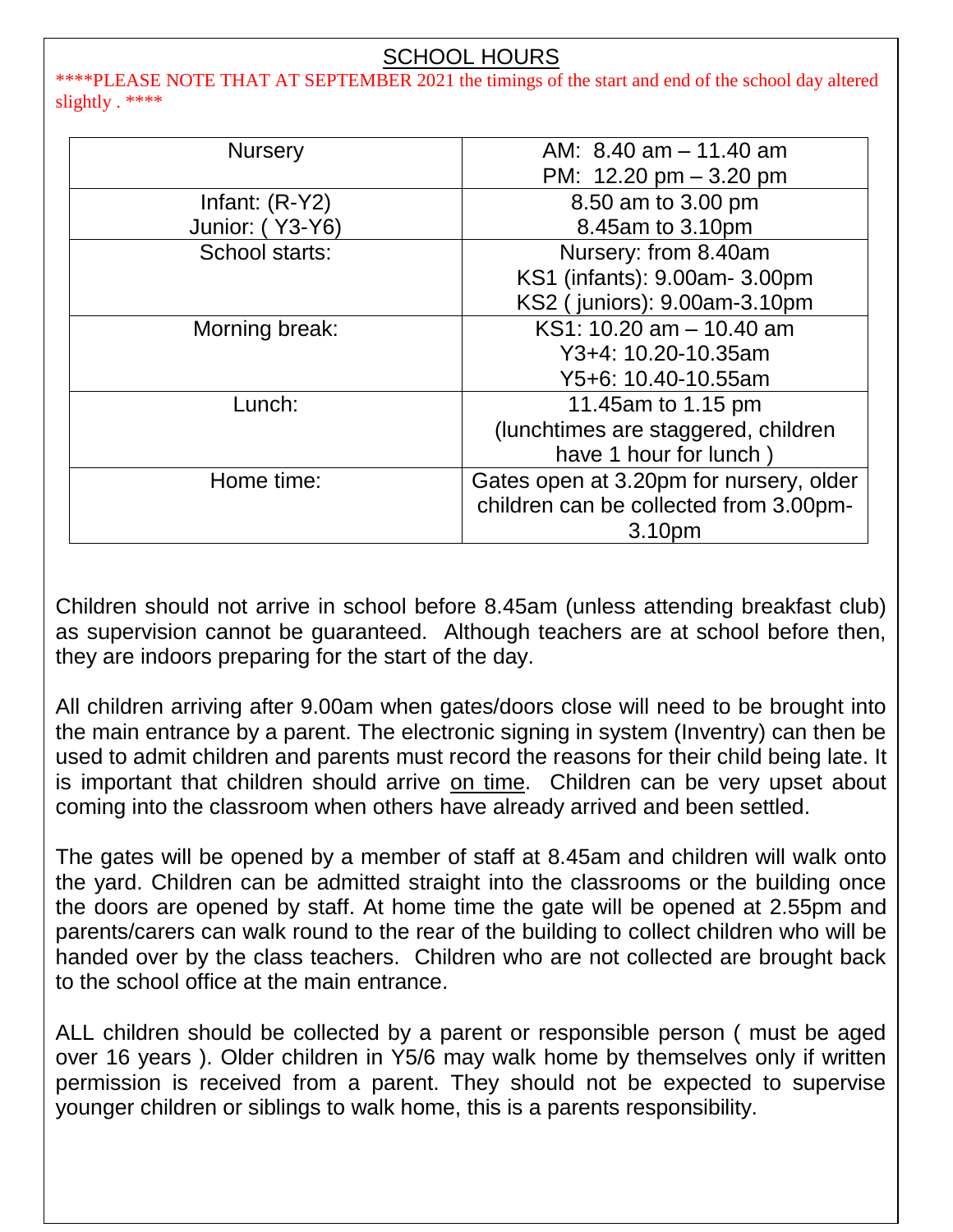## SCHOOL HOURS

\*\*\*\*PLEASE NOTE THAT AT SEPTEMBER 2021 the timings of the start and end of the school day altered slightly . \*\*\*\*

| | |
|---|---|
| Nursery | AM: 8.40 am – 11.40 am<br>PM: 12.20 pm – 3.20 pm |
| Infant: (R-Y2)<br>Junior: ( Y3-Y6) | 8.50 am to 3.00 pm<br>8.45am to 3.10pm |
| School starts: | Nursery: from 8.40am<br>KS1 (infants): 9.00am- 3.00pm<br>KS2 ( juniors): 9.00am-3.10pm |
| Morning break: | KS1: 10.20 am – 10.40 am<br>Y3+4: 10.20-10.35am<br>Y5+6: 10.40-10.55am |
| Lunch: | 11.45am to 1.15 pm<br>(lunchtimes are staggered, children have 1 hour for lunch ) |
| Home time: | Gates open at 3.20pm for nursery, older children can be collected from 3.00pm-3.10pm |

Children should not arrive in school before 8.45am (unless attending breakfast club) as supervision cannot be guaranteed. Although teachers are at school before then, they are indoors preparing for the start of the day.

All children arriving after 9.00am when gates/doors close will need to be brought into the main entrance by a parent. The electronic signing in system (Inventry) can then be used to admit children and parents must record the reasons for their child being late. It is important that children should arrive <u>on time</u>. Children can be very upset about coming into the classroom when others have already arrived and been settled.

The gates will be opened by a member of staff at 8.45am and children will walk onto the yard. Children can be admitted straight into the classrooms or the building once the doors are opened by staff. At home time the gate will be opened at 2.55pm and parents/carers can walk round to the rear of the building to collect children who will be handed over by the class teachers. Children who are not collected are brought back to the school office at the main entrance.

ALL children should be collected by a parent or responsible person ( must be aged over 16 years ). Older children in Y5/6 may walk home by themselves only if written permission is received from a parent. They should not be expected to supervise younger children or siblings to walk home, this is a parents responsibility.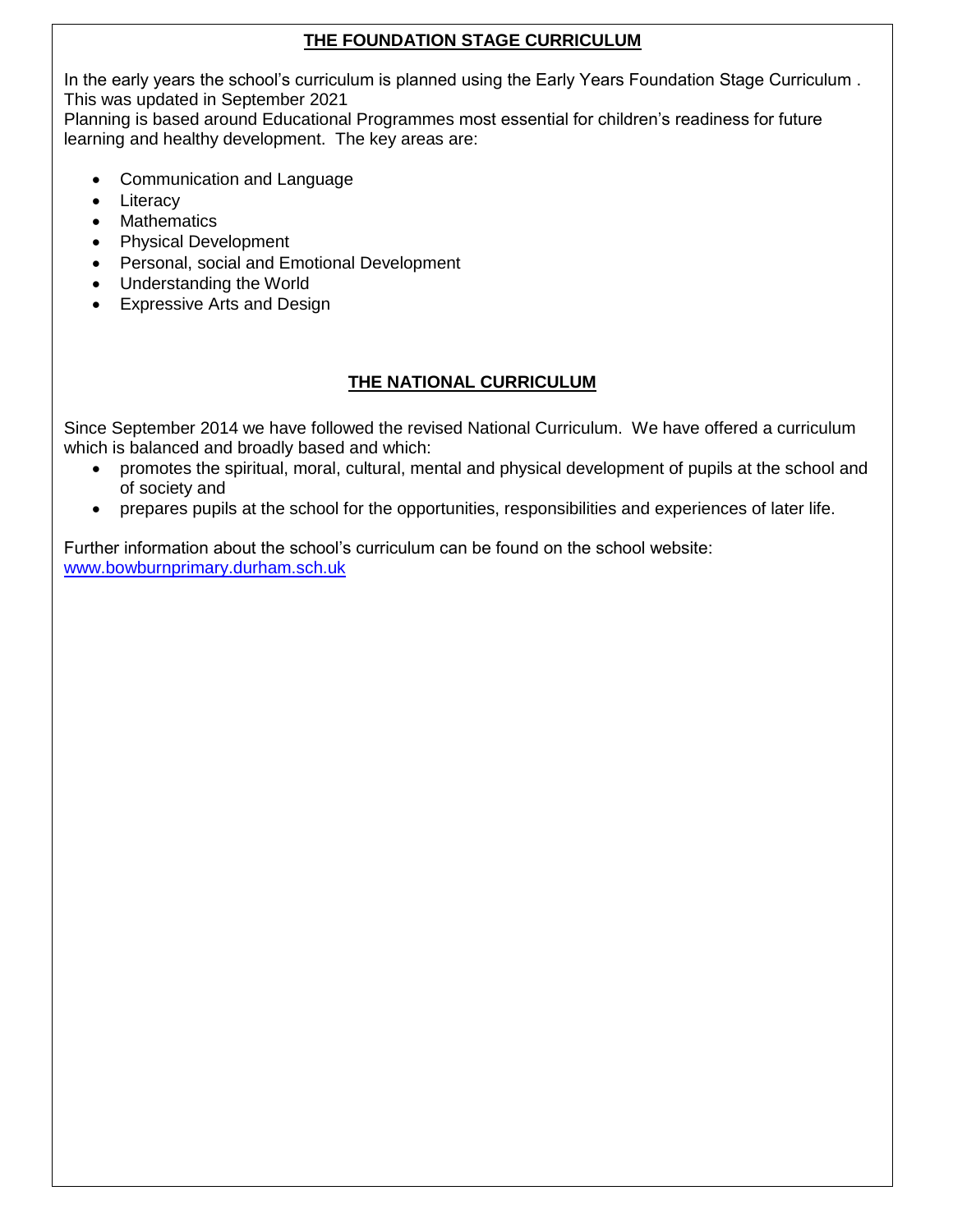## THE FOUNDATION STAGE CURRICULUM

In the early years the school's curriculum is planned using the Early Years Foundation Stage Curriculum . This was updated in September 2021

Planning is based around Educational Programmes most essential for children's readiness for future learning and healthy development. The key areas are:

- Communication and Language
- Literacy
- Mathematics
- Physical Development
- Personal, social and Emotional Development
- Understanding the World
- Expressive Arts and Design

## THE NATIONAL CURRICULUM

Since September 2014 we have followed the revised National Curriculum. We have offered a curriculum which is balanced and broadly based and which:

- promotes the spiritual, moral, cultural, mental and physical development of pupils at the school and of society and
- prepares pupils at the school for the opportunities, responsibilities and experiences of later life.

Further information about the school's curriculum can be found on the school website:
[www.bowburnprimary.durham.sch.uk](http://www.bowburnprimary.durham.sch.uk)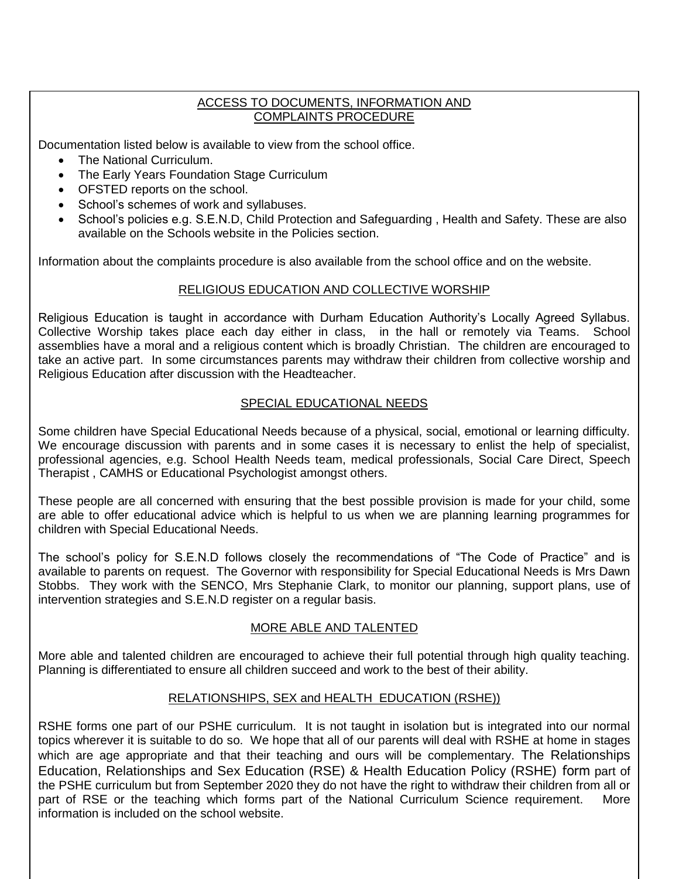## ACCESS TO DOCUMENTS, INFORMATION AND COMPLAINTS PROCEDURE

Documentation listed below is available to view from the school office.

- The National Curriculum.
- The Early Years Foundation Stage Curriculum
- OFSTED reports on the school.
- School's schemes of work and syllabuses.
- School's policies e.g. S.E.N.D, Child Protection and Safeguarding , Health and Safety. These are also available on the Schools website in the Policies section.

Information about the complaints procedure is also available from the school office and on the website.

## RELIGIOUS EDUCATION AND COLLECTIVE WORSHIP

Religious Education is taught in accordance with Durham Education Authority's Locally Agreed Syllabus. Collective Worship takes place each day either in class, in the hall or remotely via Teams. School assemblies have a moral and a religious content which is broadly Christian. The children are encouraged to take an active part. In some circumstances parents may withdraw their children from collective worship and Religious Education after discussion with the Headteacher.

## SPECIAL EDUCATIONAL NEEDS

Some children have Special Educational Needs because of a physical, social, emotional or learning difficulty. We encourage discussion with parents and in some cases it is necessary to enlist the help of specialist, professional agencies, e.g. School Health Needs team, medical professionals, Social Care Direct, Speech Therapist , CAMHS or Educational Psychologist amongst others.

These people are all concerned with ensuring that the best possible provision is made for your child, some are able to offer educational advice which is helpful to us when we are planning learning programmes for children with Special Educational Needs.

The school's policy for S.E.N.D follows closely the recommendations of "The Code of Practice" and is available to parents on request. The Governor with responsibility for Special Educational Needs is Mrs Dawn Stobbs. They work with the SENCO, Mrs Stephanie Clark, to monitor our planning, support plans, use of intervention strategies and S.E.N.D register on a regular basis.

## MORE ABLE AND TALENTED

More able and talented children are encouraged to achieve their full potential through high quality teaching. Planning is differentiated to ensure all children succeed and work to the best of their ability.

## RELATIONSHIPS, SEX and HEALTH EDUCATION (RSHE))

RSHE forms one part of our PSHE curriculum. It is not taught in isolation but is integrated into our normal topics wherever it is suitable to do so. We hope that all of our parents will deal with RSHE at home in stages which are age appropriate and that their teaching and ours will be complementary. The Relationships Education, Relationships and Sex Education (RSE) & Health Education Policy (RSHE) form part of the PSHE curriculum but from September 2020 they do not have the right to withdraw their children from all or part of RSE or the teaching which forms part of the National Curriculum Science requirement. More information is included on the school website.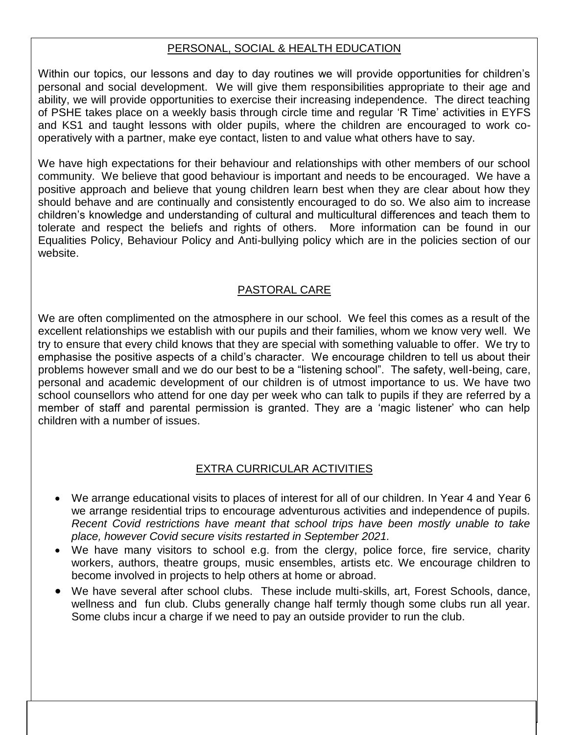## PERSONAL, SOCIAL & HEALTH EDUCATION

Within our topics, our lessons and day to day routines we will provide opportunities for children's personal and social development. We will give them responsibilities appropriate to their age and ability, we will provide opportunities to exercise their increasing independence. The direct teaching of PSHE takes place on a weekly basis through circle time and regular 'R Time' activities in EYFS and KS1 and taught lessons with older pupils, where the children are encouraged to work co-operatively with a partner, make eye contact, listen to and value what others have to say.

We have high expectations for their behaviour and relationships with other members of our school community. We believe that good behaviour is important and needs to be encouraged. We have a positive approach and believe that young children learn best when they are clear about how they should behave and are continually and consistently encouraged to do so. We also aim to increase children's knowledge and understanding of cultural and multicultural differences and teach them to tolerate and respect the beliefs and rights of others. More information can be found in our Equalities Policy, Behaviour Policy and Anti-bullying policy which are in the policies section of our website.

## PASTORAL CARE

We are often complimented on the atmosphere in our school. We feel this comes as a result of the excellent relationships we establish with our pupils and their families, whom we know very well. We try to ensure that every child knows that they are special with something valuable to offer. We try to emphasise the positive aspects of a child's character. We encourage children to tell us about their problems however small and we do our best to be a "listening school". The safety, well-being, care, personal and academic development of our children is of utmost importance to us. We have two school counsellors who attend for one day per week who can talk to pupils if they are referred by a member of staff and parental permission is granted. They are a 'magic listener' who can help children with a number of issues.

## EXTRA CURRICULAR ACTIVITIES

- We arrange educational visits to places of interest for all of our children. In Year 4 and Year 6 we arrange residential trips to encourage adventurous activities and independence of pupils. *Recent Covid restrictions have meant that school trips have been mostly unable to take place, however Covid secure visits restarted in September 2021.*
- We have many visitors to school e.g. from the clergy, police force, fire service, charity workers, authors, theatre groups, music ensembles, artists etc. We encourage children to become involved in projects to help others at home or abroad.
- We have several after school clubs. These include multi-skills, art, Forest Schools, dance, wellness and fun club. Clubs generally change half termly though some clubs run all year. Some clubs incur a charge if we need to pay an outside provider to run the club.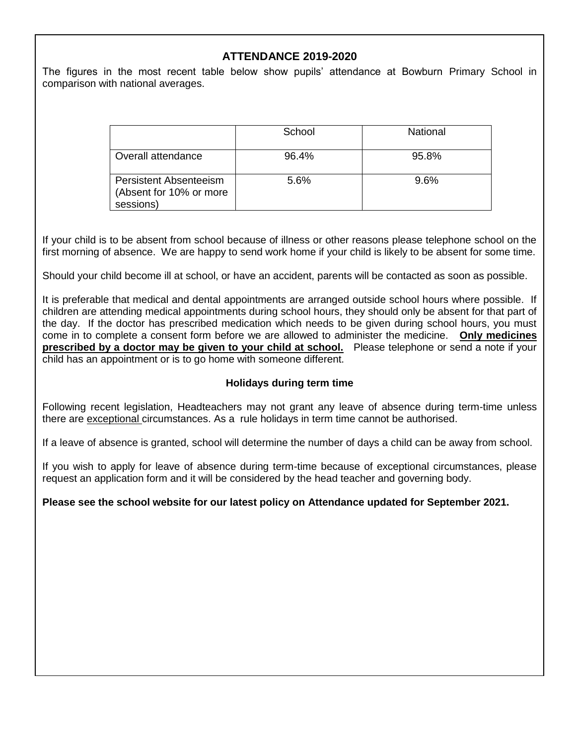## ATTENDANCE 2019-2020

The figures in the most recent table below show pupils' attendance at Bowburn Primary School in comparison with national averages.

| | School | National |
|---|---|---|
| Overall attendance | 96.4% | 95.8% |
| Persistent Absenteeism (Absent for 10% or more sessions) | 5.6% | 9.6% |

If your child is to be absent from school because of illness or other reasons please telephone school on the first morning of absence. We are happy to send work home if your child is likely to be absent for some time.

Should your child become ill at school, or have an accident, parents will be contacted as soon as possible.

It is preferable that medical and dental appointments are arranged outside school hours where possible. If children are attending medical appointments during school hours, they should only be absent for that part of the day. If the doctor has prescribed medication which needs to be given during school hours, you must come in to complete a consent form before we are allowed to administer the medicine. **Only medicines prescribed by a doctor may be given to your child at school.** Please telephone or send a note if your child has an appointment or is to go home with someone different.

### Holidays during term time

Following recent legislation, Headteachers may not grant any leave of absence during term-time unless there are exceptional circumstances. As a rule holidays in term time cannot be authorised.

If a leave of absence is granted, school will determine the number of days a child can be away from school.

If you wish to apply for leave of absence during term-time because of exceptional circumstances, please request an application form and it will be considered by the head teacher and governing body.

**Please see the school website for our latest policy on Attendance updated for September 2021.**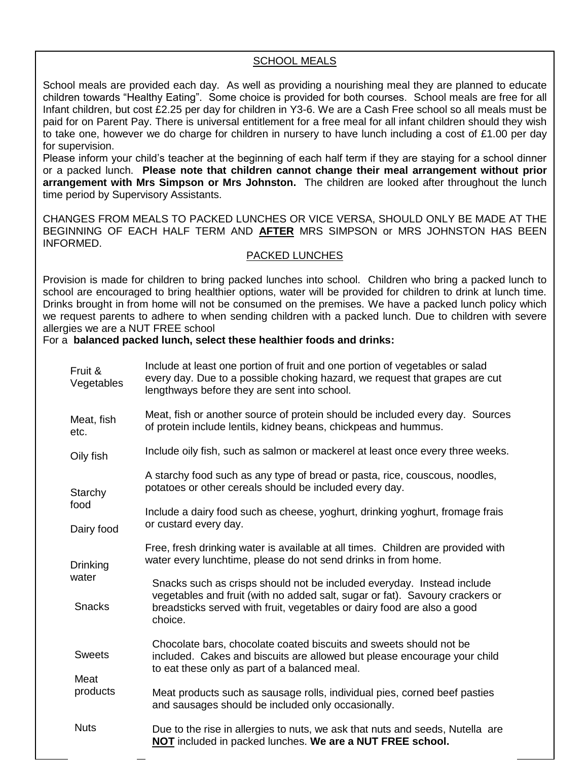## SCHOOL MEALS

School meals are provided each day. As well as providing a nourishing meal they are planned to educate children towards "Healthy Eating". Some choice is provided for both courses. School meals are free for all Infant children, but cost £2.25 per day for children in Y3-6. We are a Cash Free school so all meals must be paid for on Parent Pay. There is universal entitlement for a free meal for all infant children should they wish to take one, however we do charge for children in nursery to have lunch including a cost of £1.00 per day for supervision.

Please inform your child's teacher at the beginning of each half term if they are staying for a school dinner or a packed lunch. **Please note that children cannot change their meal arrangement without prior arrangement with Mrs Simpson or Mrs Johnston.** The children are looked after throughout the lunch time period by Supervisory Assistants.

CHANGES FROM MEALS TO PACKED LUNCHES OR VICE VERSA, SHOULD ONLY BE MADE AT THE BEGINNING OF EACH HALF TERM AND **AFTER** MRS SIMPSON or MRS JOHNSTON HAS BEEN INFORMED.

## PACKED LUNCHES

Provision is made for children to bring packed lunches into school. Children who bring a packed lunch to school are encouraged to bring healthier options, water will be provided for children to drink at lunch time. Drinks brought in from home will not be consumed on the premises. We have a packed lunch policy which we request parents to adhere to when sending children with a packed lunch. Due to children with severe allergies we are a NUT FREE school

For a **balanced packed lunch, select these healthier foods and drinks:**

| | |
|---|---|
| Fruit & Vegetables | Include at least one portion of fruit and one portion of vegetables or salad every day. Due to a possible choking hazard, we request that grapes are cut lengthways before they are sent into school. |
| Meat, fish etc. | Meat, fish or another source of protein should be included every day. Sources of protein include lentils, kidney beans, chickpeas and hummus. |
| Oily fish | Include oily fish, such as salmon or mackerel at least once every three weeks. |
| Starchy food | A starchy food such as any type of bread or pasta, rice, couscous, noodles, potatoes or other cereals should be included every day. |
| Dairy food | Include a dairy food such as cheese, yoghurt, drinking yoghurt, fromage frais or custard every day. |
| Drinking water | Free, fresh drinking water is available at all times. Children are provided with water every lunchtime, please do not send drinks in from home. |
| Snacks | Snacks such as crisps should not be included everyday. Instead include vegetables and fruit (with no added salt, sugar or fat). Savoury crackers or breadsticks served with fruit, vegetables or dairy food are also a good choice. |
| Sweets | Chocolate bars, chocolate coated biscuits and sweets should not be included. Cakes and biscuits are allowed but please encourage your child to eat these only as part of a balanced meal. |
| Meat products | Meat products such as sausage rolls, individual pies, corned beef pasties and sausages should be included only occasionally. |
| Nuts | Due to the rise in allergies to nuts, we ask that nuts and seeds, Nutella are **NOT** included in packed lunches. **We are a NUT FREE school.** |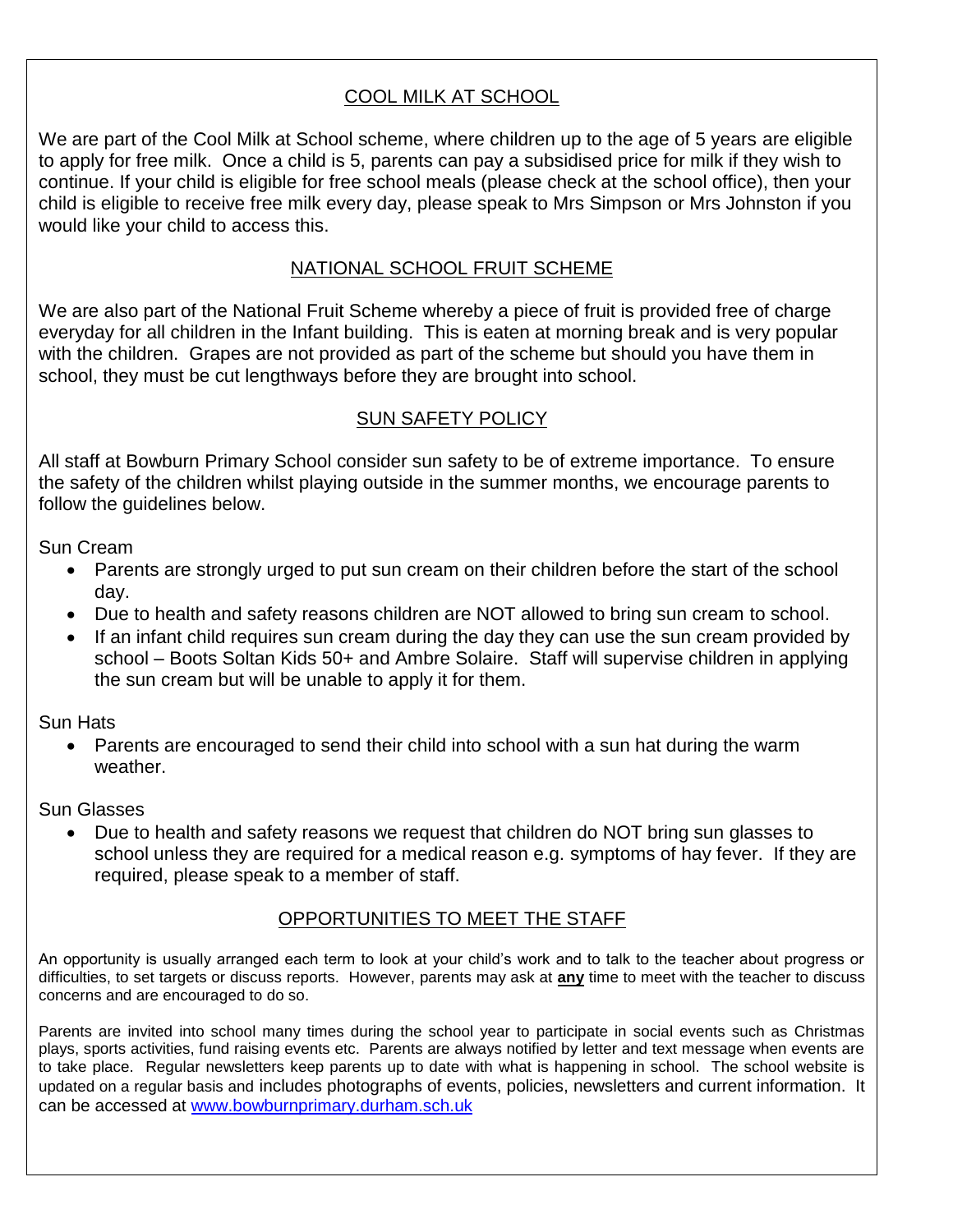## COOL MILK AT SCHOOL

We are part of the Cool Milk at School scheme, where children up to the age of 5 years are eligible to apply for free milk. Once a child is 5, parents can pay a subsidised price for milk if they wish to continue. If your child is eligible for free school meals (please check at the school office), then your child is eligible to receive free milk every day, please speak to Mrs Simpson or Mrs Johnston if you would like your child to access this.

## NATIONAL SCHOOL FRUIT SCHEME

We are also part of the National Fruit Scheme whereby a piece of fruit is provided free of charge everyday for all children in the Infant building. This is eaten at morning break and is very popular with the children. Grapes are not provided as part of the scheme but should you have them in school, they must be cut lengthways before they are brought into school.

## SUN SAFETY POLICY

All staff at Bowburn Primary School consider sun safety to be of extreme importance. To ensure the safety of the children whilst playing outside in the summer months, we encourage parents to follow the guidelines below.

Sun Cream

- Parents are strongly urged to put sun cream on their children before the start of the school day.
- Due to health and safety reasons children are NOT allowed to bring sun cream to school.
- If an infant child requires sun cream during the day they can use the sun cream provided by school – Boots Soltan Kids 50+ and Ambre Solaire. Staff will supervise children in applying the sun cream but will be unable to apply it for them.

Sun Hats

- Parents are encouraged to send their child into school with a sun hat during the warm weather.

Sun Glasses

- Due to health and safety reasons we request that children do NOT bring sun glasses to school unless they are required for a medical reason e.g. symptoms of hay fever. If they are required, please speak to a member of staff.

## OPPORTUNITIES TO MEET THE STAFF

An opportunity is usually arranged each term to look at your child's work and to talk to the teacher about progress or difficulties, to set targets or discuss reports. However, parents may ask at **any** time to meet with the teacher to discuss concerns and are encouraged to do so.

Parents are invited into school many times during the school year to participate in social events such as Christmas plays, sports activities, fund raising events etc. Parents are always notified by letter and text message when events are to take place. Regular newsletters keep parents up to date with what is happening in school. The school website is updated on a regular basis and includes photographs of events, policies, newsletters and current information. It can be accessed at www.bowburnprimary.durham.sch.uk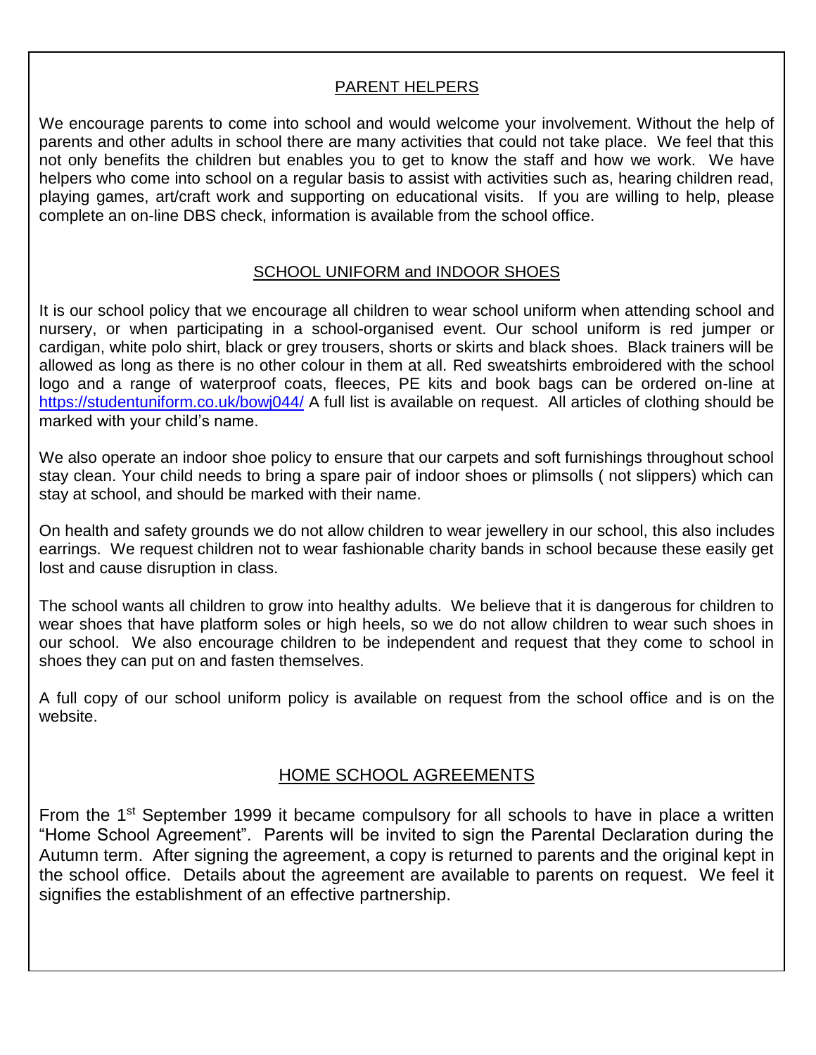## PARENT HELPERS

We encourage parents to come into school and would welcome your involvement. Without the help of parents and other adults in school there are many activities that could not take place. We feel that this not only benefits the children but enables you to get to know the staff and how we work. We have helpers who come into school on a regular basis to assist with activities such as, hearing children read, playing games, art/craft work and supporting on educational visits. If you are willing to help, please complete an on-line DBS check, information is available from the school office.

## SCHOOL UNIFORM and INDOOR SHOES

It is our school policy that we encourage all children to wear school uniform when attending school and nursery, or when participating in a school-organised event. Our school uniform is red jumper or cardigan, white polo shirt, black or grey trousers, shorts or skirts and black shoes. Black trainers will be allowed as long as there is no other colour in them at all. Red sweatshirts embroidered with the school logo and a range of waterproof coats, fleeces, PE kits and book bags can be ordered on-line at https://studentuniform.co.uk/bowj044/ A full list is available on request. All articles of clothing should be marked with your child's name.

We also operate an indoor shoe policy to ensure that our carpets and soft furnishings throughout school stay clean. Your child needs to bring a spare pair of indoor shoes or plimsolls ( not slippers) which can stay at school, and should be marked with their name.

On health and safety grounds we do not allow children to wear jewellery in our school, this also includes earrings. We request children not to wear fashionable charity bands in school because these easily get lost and cause disruption in class.

The school wants all children to grow into healthy adults. We believe that it is dangerous for children to wear shoes that have platform soles or high heels, so we do not allow children to wear such shoes in our school. We also encourage children to be independent and request that they come to school in shoes they can put on and fasten themselves.

A full copy of our school uniform policy is available on request from the school office and is on the website.

## HOME SCHOOL AGREEMENTS

From the 1st September 1999 it became compulsory for all schools to have in place a written "Home School Agreement". Parents will be invited to sign the Parental Declaration during the Autumn term. After signing the agreement, a copy is returned to parents and the original kept in the school office. Details about the agreement are available to parents on request. We feel it signifies the establishment of an effective partnership.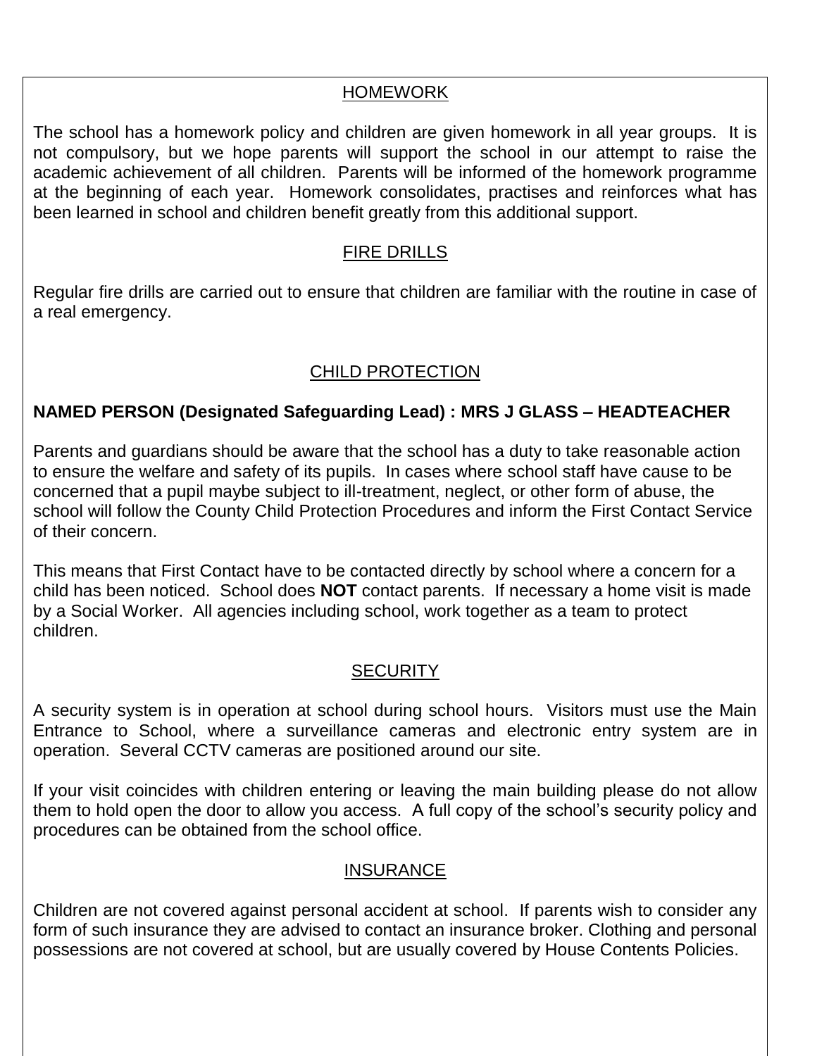## HOMEWORK

The school has a homework policy and children are given homework in all year groups. It is not compulsory, but we hope parents will support the school in our attempt to raise the academic achievement of all children. Parents will be informed of the homework programme at the beginning of each year. Homework consolidates, practises and reinforces what has been learned in school and children benefit greatly from this additional support.

## FIRE DRILLS

Regular fire drills are carried out to ensure that children are familiar with the routine in case of a real emergency.

## CHILD PROTECTION

**NAMED PERSON (Designated Safeguarding Lead) : MRS J GLASS – HEADTEACHER**

Parents and guardians should be aware that the school has a duty to take reasonable action to ensure the welfare and safety of its pupils. In cases where school staff have cause to be concerned that a pupil maybe subject to ill-treatment, neglect, or other form of abuse, the school will follow the County Child Protection Procedures and inform the First Contact Service of their concern.

This means that First Contact have to be contacted directly by school where a concern for a child has been noticed. School does **NOT** contact parents. If necessary a home visit is made by a Social Worker. All agencies including school, work together as a team to protect children.

## SECURITY

A security system is in operation at school during school hours. Visitors must use the Main Entrance to School, where a surveillance cameras and electronic entry system are in operation. Several CCTV cameras are positioned around our site.

If your visit coincides with children entering or leaving the main building please do not allow them to hold open the door to allow you access. A full copy of the school's security policy and procedures can be obtained from the school office.

## INSURANCE

Children are not covered against personal accident at school. If parents wish to consider any form of such insurance they are advised to contact an insurance broker. Clothing and personal possessions are not covered at school, but are usually covered by House Contents Policies.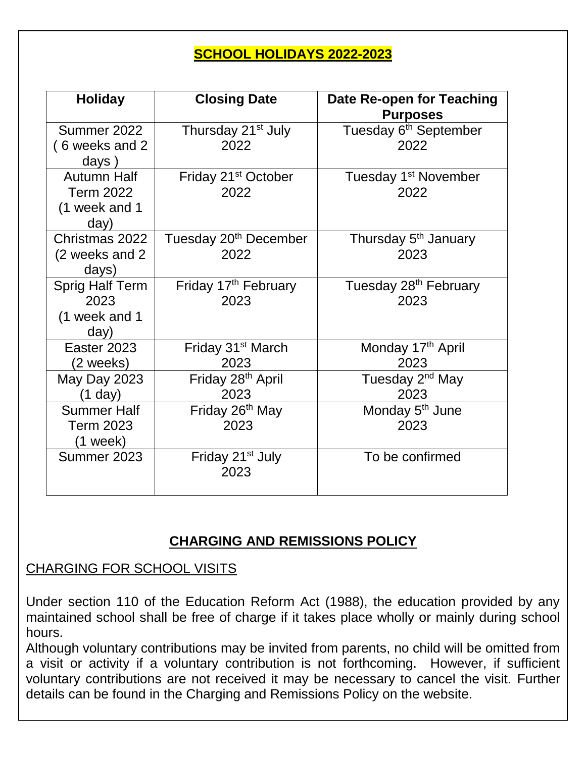## SCHOOL HOLIDAYS 2022-2023

| Holiday | Closing Date | Date Re-open for Teaching Purposes |
|---|---|---|
| Summer 2022 ( 6 weeks and 2 days ) | Thursday 21st July 2022 | Tuesday 6th September 2022 |
| Autumn Half Term 2022 (1 week and 1 day) | Friday 21st October 2022 | Tuesday 1st November 2022 |
| Christmas 2022 (2 weeks and 2 days) | Tuesday 20th December 2022 | Thursday 5th January 2023 |
| Sprig Half Term 2023 (1 week and 1 day) | Friday 17th February 2023 | Tuesday 28th February 2023 |
| Easter 2023 (2 weeks) | Friday 31st March 2023 | Monday 17th April 2023 |
| May Day 2023 (1 day) | Friday 28th April 2023 | Tuesday 2nd May 2023 |
| Summer Half Term 2023 (1 week) | Friday 26th May 2023 | Monday 5th June 2023 |
| Summer 2023 | Friday 21st July 2023 | To be confirmed |

## CHARGING AND REMISSIONS POLICY

CHARGING FOR SCHOOL VISITS

Under section 110 of the Education Reform Act (1988), the education provided by any maintained school shall be free of charge if it takes place wholly or mainly during school hours.

Although voluntary contributions may be invited from parents, no child will be omitted from a visit or activity if a voluntary contribution is not forthcoming. However, if sufficient voluntary contributions are not received it may be necessary to cancel the visit. Further details can be found in the Charging and Remissions Policy on the website.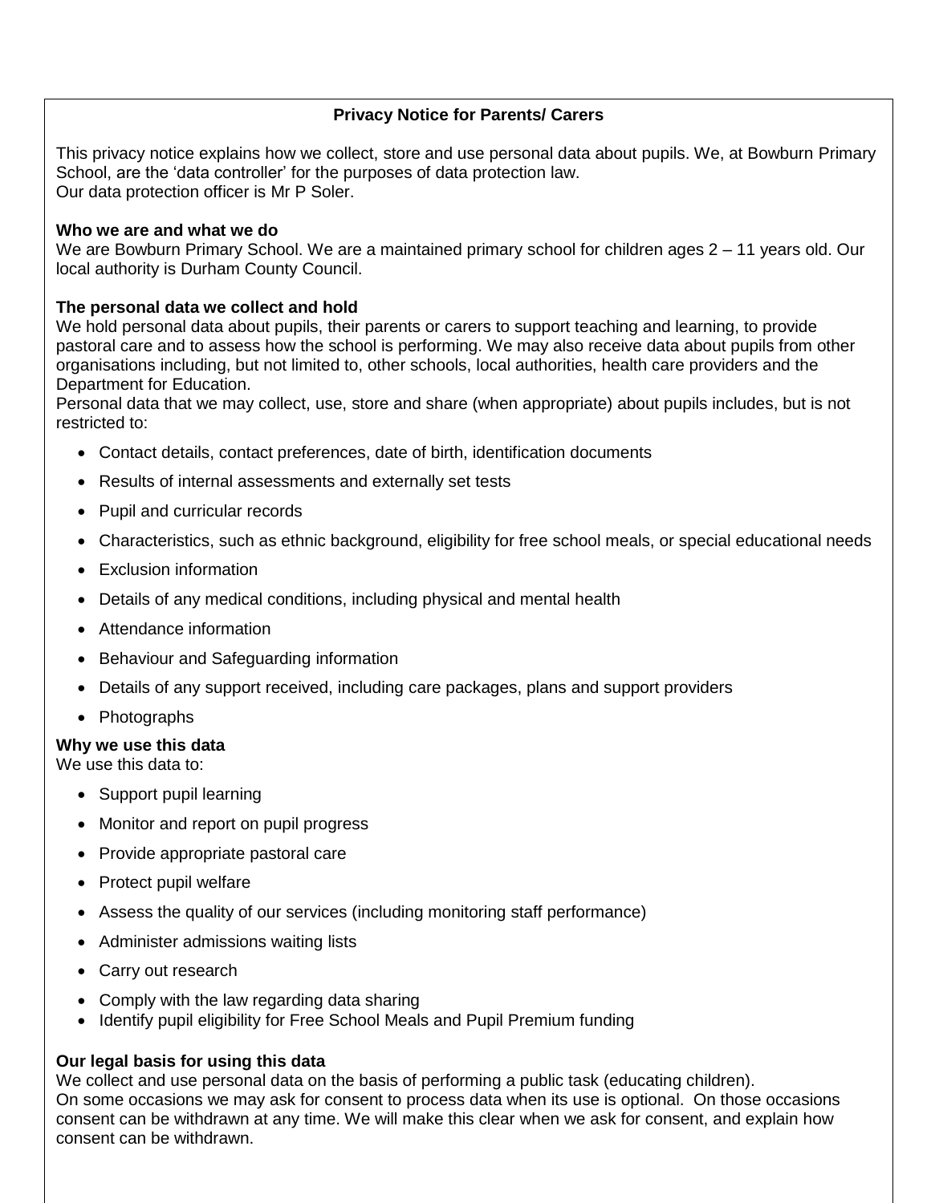## Privacy Notice for Parents/ Carers

This privacy notice explains how we collect, store and use personal data about pupils. We, at Bowburn Primary School, are the 'data controller' for the purposes of data protection law.
Our data protection officer is Mr P Soler.

**Who we are and what we do**
We are Bowburn Primary School. We are a maintained primary school for children ages 2 – 11 years old. Our local authority is Durham County Council.

**The personal data we collect and hold**
We hold personal data about pupils, their parents or carers to support teaching and learning, to provide pastoral care and to assess how the school is performing. We may also receive data about pupils from other organisations including, but not limited to, other schools, local authorities, health care providers and the Department for Education.
Personal data that we may collect, use, store and share (when appropriate) about pupils includes, but is not restricted to:

- Contact details, contact preferences, date of birth, identification documents
- Results of internal assessments and externally set tests
- Pupil and curricular records
- Characteristics, such as ethnic background, eligibility for free school meals, or special educational needs
- Exclusion information
- Details of any medical conditions, including physical and mental health
- Attendance information
- Behaviour and Safeguarding information
- Details of any support received, including care packages, plans and support providers
- Photographs

**Why we use this data**
We use this data to:

- Support pupil learning
- Monitor and report on pupil progress
- Provide appropriate pastoral care
- Protect pupil welfare
- Assess the quality of our services (including monitoring staff performance)
- Administer admissions waiting lists
- Carry out research
- Comply with the law regarding data sharing
- Identify pupil eligibility for Free School Meals and Pupil Premium funding

**Our legal basis for using this data**
We collect and use personal data on the basis of performing a public task (educating children).
On some occasions we may ask for consent to process data when its use is optional. On those occasions consent can be withdrawn at any time. We will make this clear when we ask for consent, and explain how consent can be withdrawn.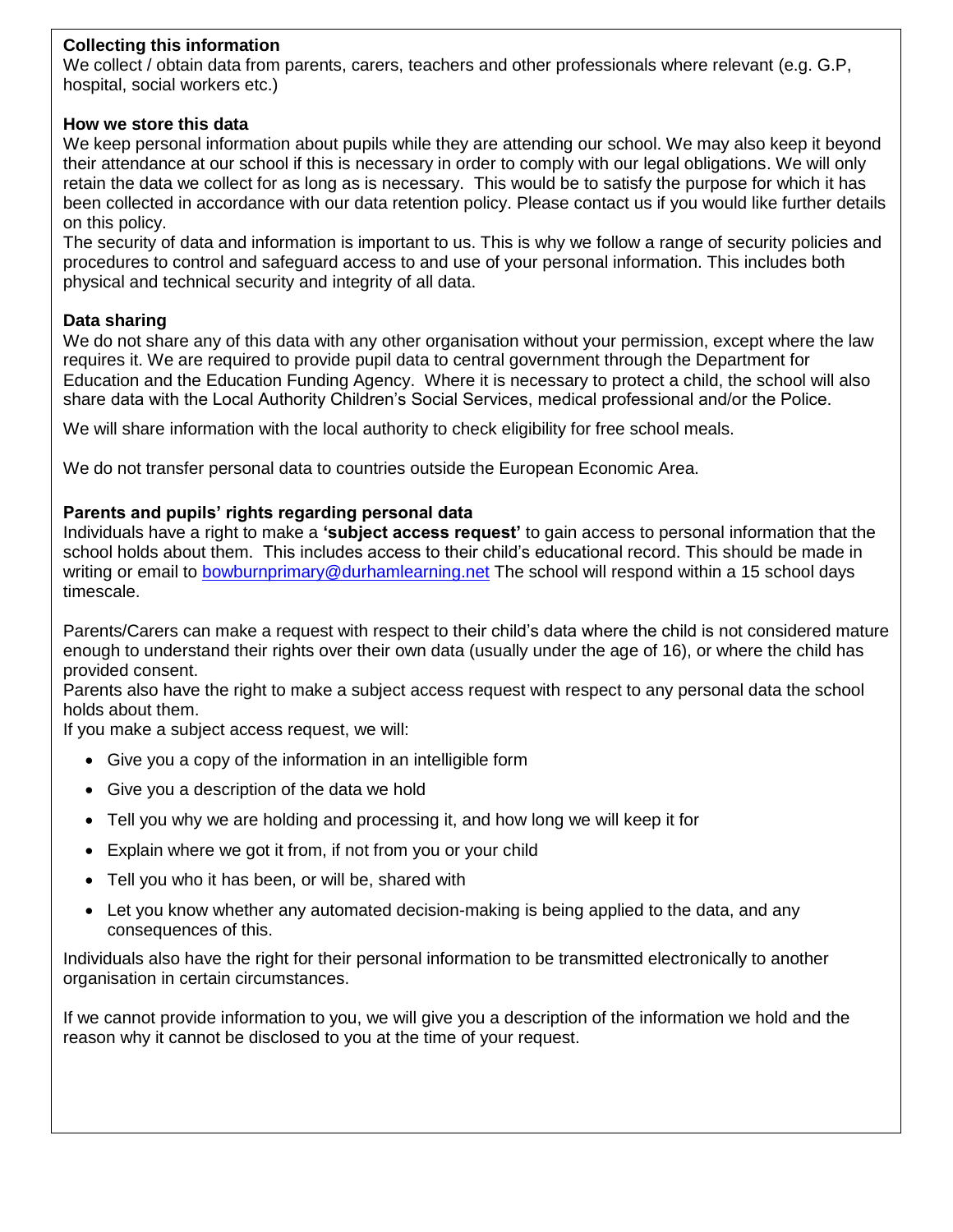**Collecting this information**

We collect / obtain data from parents, carers, teachers and other professionals where relevant (e.g. G.P, hospital, social workers etc.)

**How we store this data**

We keep personal information about pupils while they are attending our school. We may also keep it beyond their attendance at our school if this is necessary in order to comply with our legal obligations. We will only retain the data we collect for as long as is necessary. This would be to satisfy the purpose for which it has been collected in accordance with our data retention policy. Please contact us if you would like further details on this policy.

The security of data and information is important to us. This is why we follow a range of security policies and procedures to control and safeguard access to and use of your personal information. This includes both physical and technical security and integrity of all data.

**Data sharing**

We do not share any of this data with any other organisation without your permission, except where the law requires it. We are required to provide pupil data to central government through the Department for Education and the Education Funding Agency. Where it is necessary to protect a child, the school will also share data with the Local Authority Children's Social Services, medical professional and/or the Police.

We will share information with the local authority to check eligibility for free school meals.

We do not transfer personal data to countries outside the European Economic Area.

**Parents and pupils' rights regarding personal data**

Individuals have a right to make a **'subject access request'** to gain access to personal information that the school holds about them. This includes access to their child's educational record. This should be made in writing or email to bowburnprimary@durhamlearning.net The school will respond within a 15 school days timescale.

Parents/Carers can make a request with respect to their child's data where the child is not considered mature enough to understand their rights over their own data (usually under the age of 16), or where the child has provided consent.

Parents also have the right to make a subject access request with respect to any personal data the school holds about them.

If you make a subject access request, we will:

- Give you a copy of the information in an intelligible form
- Give you a description of the data we hold
- Tell you why we are holding and processing it, and how long we will keep it for
- Explain where we got it from, if not from you or your child
- Tell you who it has been, or will be, shared with
- Let you know whether any automated decision-making is being applied to the data, and any consequences of this.

Individuals also have the right for their personal information to be transmitted electronically to another organisation in certain circumstances.

If we cannot provide information to you, we will give you a description of the information we hold and the reason why it cannot be disclosed to you at the time of your request.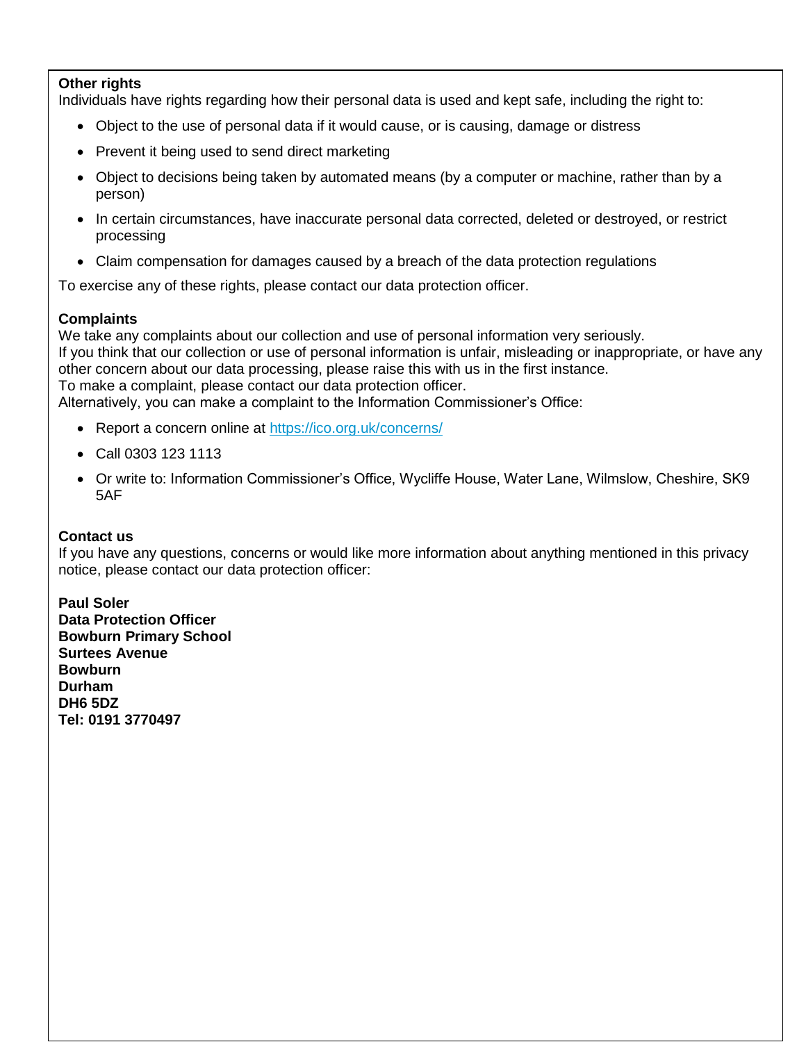**Other rights**

Individuals have rights regarding how their personal data is used and kept safe, including the right to:

- Object to the use of personal data if it would cause, or is causing, damage or distress
- Prevent it being used to send direct marketing
- Object to decisions being taken by automated means (by a computer or machine, rather than by a person)
- In certain circumstances, have inaccurate personal data corrected, deleted or destroyed, or restrict processing
- Claim compensation for damages caused by a breach of the data protection regulations

To exercise any of these rights, please contact our data protection officer.

**Complaints**

We take any complaints about our collection and use of personal information very seriously.
If you think that our collection or use of personal information is unfair, misleading or inappropriate, or have any other concern about our data processing, please raise this with us in the first instance.
To make a complaint, please contact our data protection officer.
Alternatively, you can make a complaint to the Information Commissioner's Office:

- Report a concern online at https://ico.org.uk/concerns/
- Call 0303 123 1113
- Or write to: Information Commissioner's Office, Wycliffe House, Water Lane, Wilmslow, Cheshire, SK9 5AF

**Contact us**

If you have any questions, concerns or would like more information about anything mentioned in this privacy notice, please contact our data protection officer:

**Paul Soler**
**Data Protection Officer**
**Bowburn Primary School**
**Surtees Avenue**
**Bowburn**
**Durham**
**DH6 5DZ**
**Tel: 0191 3770497**